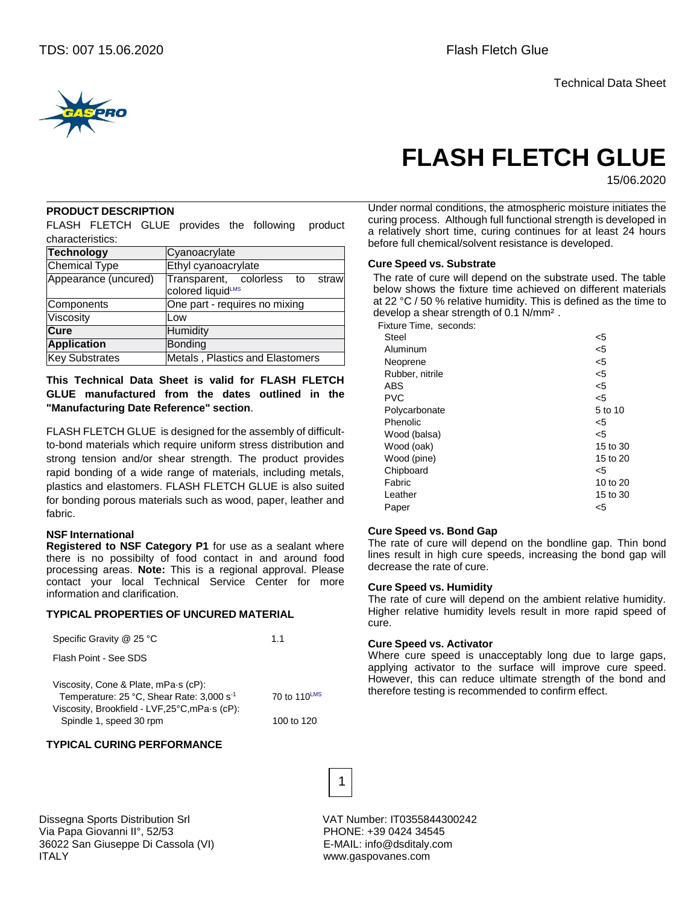Technical Data Sheet

# FLASH FLETCH GLUE

15/06.2020

## PRODUCT DESCRIPTION

FLASH FLETCH GLUE provides the following product characteristics:

| **Technology** | Cyanoacrylate |
|---|---|
| Chemical Type | Ethyl cyanoacrylate |
| Appearance (uncured) | Transparent, colorless to straw colored liquid[LMS] |
| Components | One part - requires no mixing |
| Viscosity | Low |
| **Cure** | Humidity |
| **Application** | Bonding |
| Key Substrates | Metals , Plastics and Elastomers |

**This Technical Data Sheet is valid for FLASH FLETCH GLUE manufactured from the dates outlined in the "Manufacturing Date Reference" section**.

FLASH FLETCH GLUE is designed for the assembly of difficult-to-bond materials which require uniform stress distribution and strong tension and/or shear strength. The product provides rapid bonding of a wide range of materials, including metals, plastics and elastomers. FLASH FLETCH GLUE is also suited for bonding porous materials such as wood, paper, leather and fabric.

### NSF International

**Registered to NSF Category P1** for use as a sealant where there is no possibilty of food contact in and around food processing areas. **Note:** This is a regional approval. Please contact your local Technical Service Center for more information and clarification.

## TYPICAL PROPERTIES OF UNCURED MATERIAL

| | |
|---|---|
| Specific Gravity @ 25 °C | 1.1 |
| Flash Point - See SDS | |
| Viscosity, Cone & Plate, mPa·s (cP): Temperature: 25 °C, Shear Rate: 3,000 $s^{-1}$ | 70 to 110[LMS] |
| Viscosity, Brookfield - LVF,25°C,mPa·s (cP): Spindle 1, speed 30 rpm | 100 to 120 |

## TYPICAL CURING PERFORMANCE

Under normal conditions, the atmospheric moisture initiates the curing process. Although full functional strength is developed in a relatively short time, curing continues for at least 24 hours before full chemical/solvent resistance is developed.

### Cure Speed vs. Substrate

The rate of cure will depend on the substrate used. The table below shows the fixture time achieved on different materials at 22 °C / 50 % relative humidity. This is defined as the time to develop a shear strength of 0.1 N/mm² .

| Fixture Time, seconds: | |
|---|---|
| Steel | <5 |
| Aluminum | <5 |
| Neoprene | <5 |
| Rubber, nitrile | <5 |
| ABS | <5 |
| PVC | <5 |
| Polycarbonate | 5 to 10 |
| Phenolic | <5 |
| Wood (balsa) | <5 |
| Wood (oak) | 15 to 30 |
| Wood (pine) | 15 to 20 |
| Chipboard | <5 |
| Fabric | 10 to 20 |
| Leather | 15 to 30 |
| Paper | <5 |

### Cure Speed vs. Bond Gap

The rate of cure will depend on the bondline gap. Thin bond lines result in high cure speeds, increasing the bond gap will decrease the rate of cure.

### Cure Speed vs. Humidity

The rate of cure will depend on the ambient relative humidity. Higher relative humidity levels result in more rapid speed of cure.

### Cure Speed vs. Activator

Where cure speed is unacceptably long due to large gaps, applying activator to the surface will improve cure speed. However, this can reduce ultimate strength of the bond and therefore testing is recommended to confirm effect.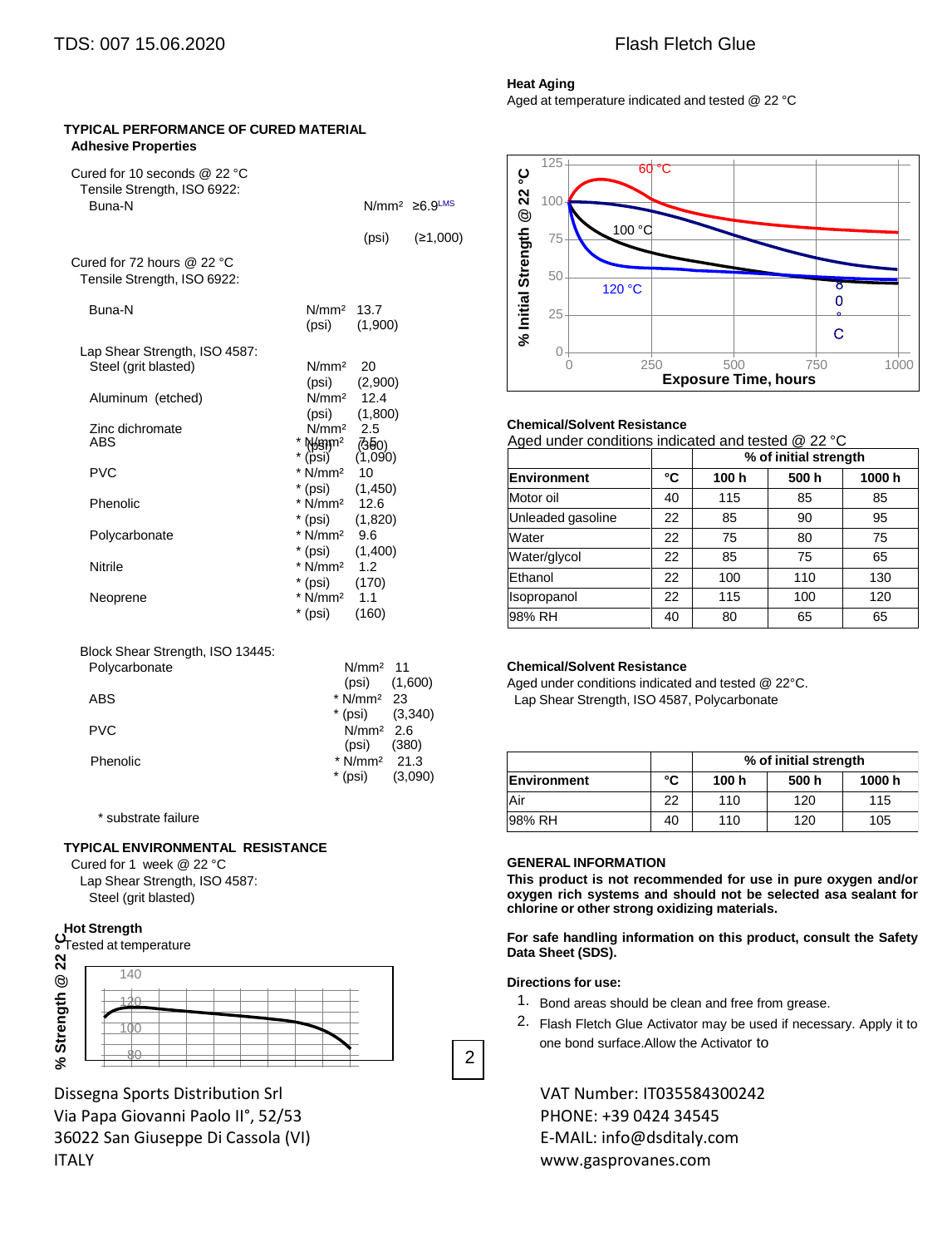## TYPICAL PERFORMANCE OF CURED MATERIAL

### Adhesive Properties

Cured for 10 seconds @ 22 °C
Tensile Strength, ISO 6922:

| | | |
|---|---|---|
| Buna-N | N/mm² | ≥6.9LMS |
| | (psi) | (≥1,000) |

Cured for 72 hours @ 22 °C
Tensile Strength, ISO 6922:

| | | |
|---|---|---|
| Buna-N | N/mm² | 13.7 |
| | (psi) | (1,900) |

Lap Shear Strength, ISO 4587:

| | | |
|---|---|---|
| Steel (grit blasted) | N/mm² | 20 |
| | (psi) | (2,900) |
| Aluminum (etched) | N/mm² | 12.4 |
| | (psi) | (1,800) |
| Zinc dichromate | N/mm² | 2.5 |
| | (psi) | (360) |
| ABS | * N/mm² | 7.5 |
| | * (psi) | (1,090) |
| PVC | * N/mm² | 10 |
| | * (psi) | (1,450) |
| Phenolic | * N/mm² | 12.6 |
| | * (psi) | (1,820) |
| Polycarbonate | * N/mm² | 9.6 |
| | * (psi) | (1,400) |
| Nitrile | * N/mm² | 1.2 |
| | * (psi) | (170) |
| Neoprene | * N/mm² | 1.1 |
| | * (psi) | (160) |

Block Shear Strength, ISO 13445:

| | | |
|---|---|---|
| Polycarbonate | N/mm² | 11 |
| | (psi) | (1,600) |
| ABS | * N/mm² | 23 |
| | * (psi) | (3,340) |
| PVC | N/mm² | 2.6 |
| | (psi) | (380) |
| Phenolic | * N/mm² | 21.3 |
| | * (psi) | (3,090) |

\* substrate failure

## TYPICAL ENVIRONMENTAL RESISTANCE

Cured for 1 week @ 22 °C
Lap Shear Strength, ISO 4587:
Steel (grit blasted)

### Hot Strength

Tested at temperature

### Heat Aging

Aged at temperature indicated and tested @ 22 °C

### Chemical/Solvent Resistance

Aged under conditions indicated and tested @ 22 °C

| | | % of initial strength | | |
|---|---|---|---|---|
| **Environment** | **°C** | **100 h** | **500 h** | **1000 h** |
| Motor oil | 40 | 115 | 85 | 85 |
| Unleaded gasoline | 22 | 85 | 90 | 95 |
| Water | 22 | 75 | 80 | 75 |
| Water/glycol | 22 | 85 | 75 | 65 |
| Ethanol | 22 | 100 | 110 | 130 |
| Isopropanol | 22 | 115 | 100 | 120 |
| 98% RH | 40 | 80 | 65 | 65 |

### Chemical/Solvent Resistance

Aged under conditions indicated and tested @ 22°C.
Lap Shear Strength, ISO 4587, Polycarbonate

| | | % of initial strength | | |
|---|---|---|---|---|
| **Environment** | **°C** | **100 h** | **500 h** | **1000 h** |
| Air | 22 | 110 | 120 | 115 |
| 98% RH | 40 | 110 | 120 | 105 |

## GENERAL INFORMATION

**This product is not recommended for use in pure oxygen and/or oxygen rich systems and should not be selected asa sealant for chlorine or other strong oxidizing materials.**

**For safe handling information on this product, consult the Safety Data Sheet (SDS).**

**Directions for use:**

1. Bond areas should be clean and free from grease.
2. Flash Fletch Glue Activator may be used if necessary. Apply it to one bond surface.Allow the Activator to

Dissegna Sports Distribution Srl
Via Papa Giovanni Paolo II°, 52/53
36022 San Giuseppe Di Cassola (VI)
ITALY

VAT Number: IT035584300242
PHONE: +39 0424 34545
E-MAIL: info@dsditaly.com
www.gasprovanes.com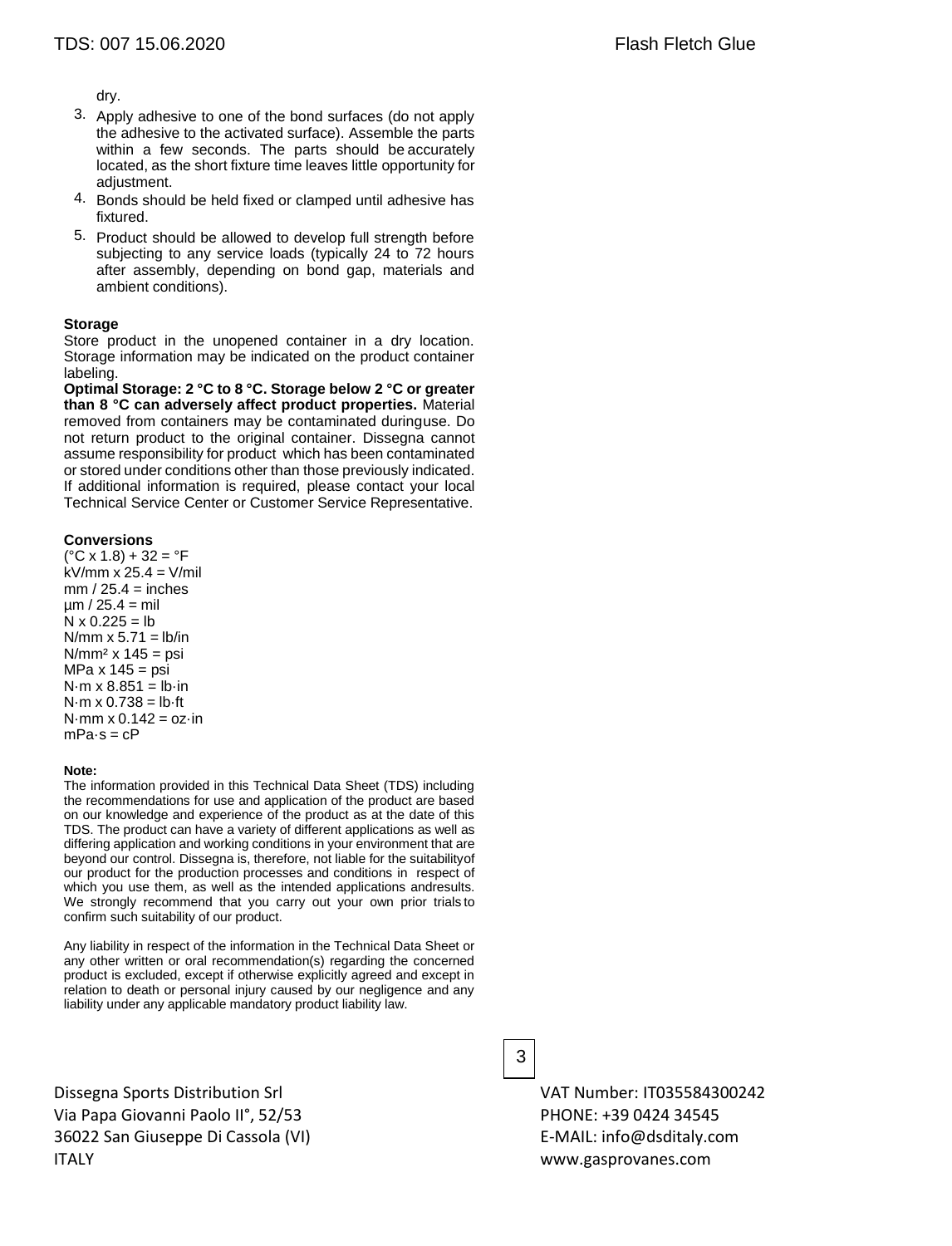dry.

3. Apply adhesive to one of the bond surfaces (do not apply the adhesive to the activated surface). Assemble the parts within a few seconds. The parts should be accurately located, as the short fixture time leaves little opportunity for adjustment.
4. Bonds should be held fixed or clamped until adhesive has fixtured.
5. Product should be allowed to develop full strength before subjecting to any service loads (typically 24 to 72 hours after assembly, depending on bond gap, materials and ambient conditions).

**Storage**

Store product in the unopened container in a dry location. Storage information may be indicated on the product container labeling.

**Optimal Storage: 2 °C to 8 °C. Storage below 2 °C or greater than 8 °C can adversely affect product properties.** Material removed from containers may be contaminated duringuse. Do not return product to the original container. Dissegna cannot assume responsibility for product which has been contaminated or stored under conditions other than those previously indicated. If additional information is required, please contact your local Technical Service Center or Customer Service Representative.

**Conversions**

(°C x 1.8) + 32 = °F
kV/mm x 25.4 = V/mil
mm / 25.4 = inches
µm / 25.4 = mil
N x 0.225 = lb
N/mm x 5.71 = lb/in
N/mm² x 145 = psi
MPa x 145 = psi
N·m x 8.851 = lb·in
N·m x 0.738 = lb·ft
N·mm x 0.142 = oz·in
mPa·s = cP

**Note:**

The information provided in this Technical Data Sheet (TDS) including the recommendations for use and application of the product are based on our knowledge and experience of the product as at the date of this TDS. The product can have a variety of different applications as well as differing application and working conditions in your environment that are beyond our control. Dissegna is, therefore, not liable for the suitabilityof our product for the production processes and conditions in respect of which you use them, as well as the intended applications andresults. We strongly recommend that you carry out your own prior trials to confirm such suitability of our product.

Any liability in respect of the information in the Technical Data Sheet or any other written or oral recommendation(s) regarding the concerned product is excluded, except if otherwise explicitly agreed and except in relation to death or personal injury caused by our negligence and any liability under any applicable mandatory product liability law.

Dissegna Sports Distribution Srl
Via Papa Giovanni Paolo II°, 52/53
36022 San Giuseppe Di Cassola (VI)
ITALY

VAT Number: IT035584300242
PHONE: +39 0424 34545
E-MAIL: info@dsditaly.com
www.gasprovanes.com